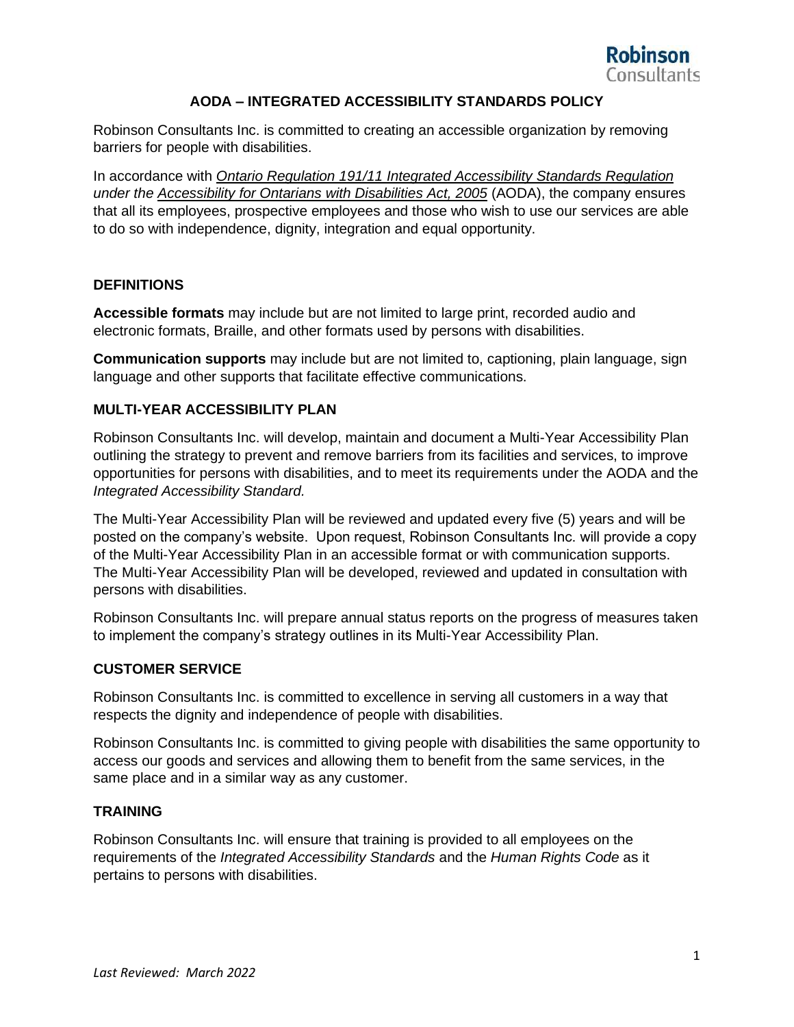# AODA – INTEGRATED ACCESSIBILITY STANDARDS POLICY

Robinson Consultants Inc. is committed to creating an accessible organization by removing barriers for people with disabilities.

In accordance with *Ontario Regulation 191/11 Integrated Accessibility Standards Regulation under the Accessibility for Ontarians with Disabilities Act, 2005* (AODA), the company ensures that all its employees, prospective employees and those who wish to use our services are able to do so with independence, dignity, integration and equal opportunity.

## DEFINITIONS

**Accessible formats** may include but are not limited to large print, recorded audio and electronic formats, Braille, and other formats used by persons with disabilities.

**Communication supports** may include but are not limited to, captioning, plain language, sign language and other supports that facilitate effective communications.

## MULTI-YEAR ACCESSIBILITY PLAN

Robinson Consultants Inc. will develop, maintain and document a Multi-Year Accessibility Plan outlining the strategy to prevent and remove barriers from its facilities and services, to improve opportunities for persons with disabilities, and to meet its requirements under the AODA and the *Integrated Accessibility Standard.*

The Multi-Year Accessibility Plan will be reviewed and updated every five (5) years and will be posted on the company's website. Upon request, Robinson Consultants Inc. will provide a copy of the Multi-Year Accessibility Plan in an accessible format or with communication supports. The Multi-Year Accessibility Plan will be developed, reviewed and updated in consultation with persons with disabilities.

Robinson Consultants Inc. will prepare annual status reports on the progress of measures taken to implement the company's strategy outlines in its Multi-Year Accessibility Plan.

## CUSTOMER SERVICE

Robinson Consultants Inc. is committed to excellence in serving all customers in a way that respects the dignity and independence of people with disabilities.

Robinson Consultants Inc. is committed to giving people with disabilities the same opportunity to access our goods and services and allowing them to benefit from the same services, in the same place and in a similar way as any customer.

## TRAINING

Robinson Consultants Inc. will ensure that training is provided to all employees on the requirements of the *Integrated Accessibility Standards* and the *Human Rights Code* as it pertains to persons with disabilities.

*Last Reviewed: March 2022*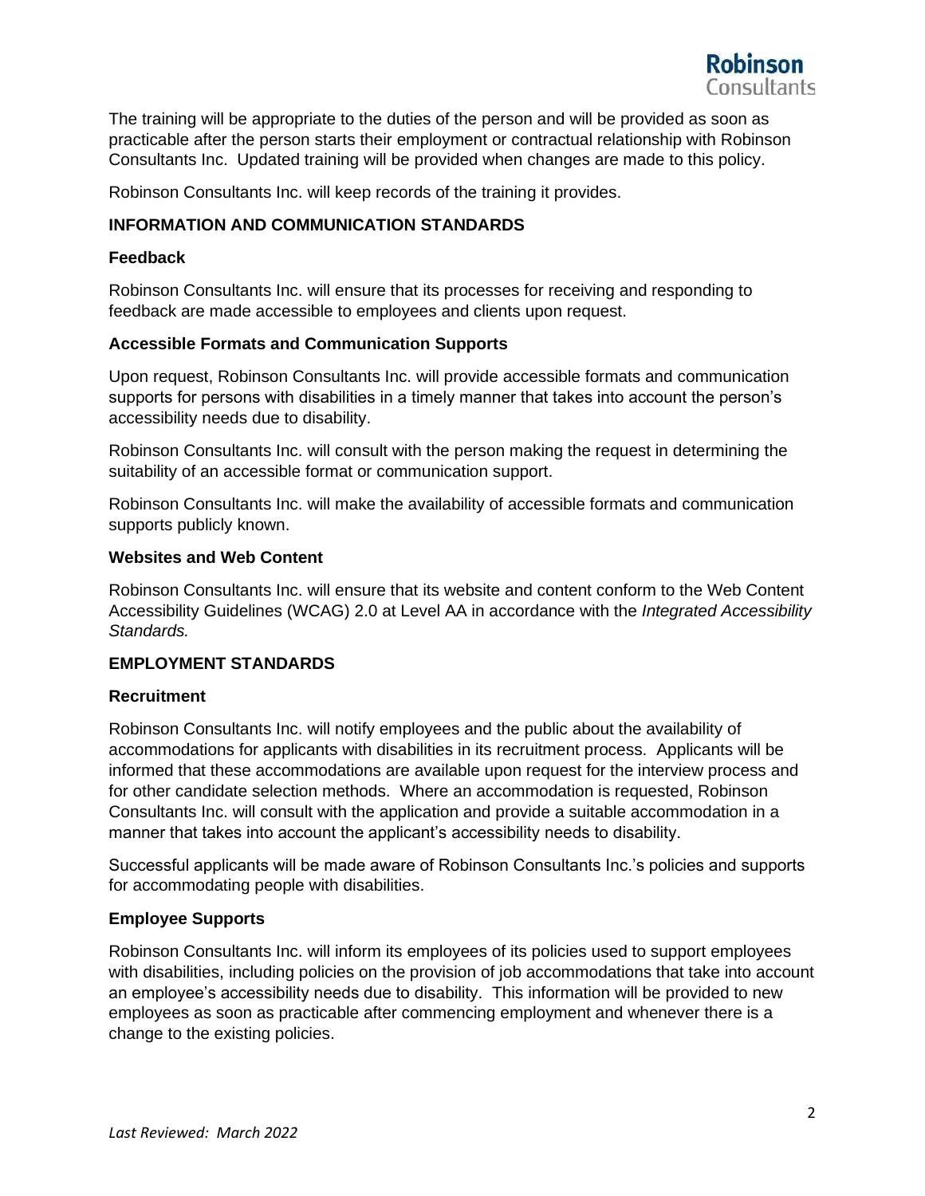The training will be appropriate to the duties of the person and will be provided as soon as practicable after the person starts their employment or contractual relationship with Robinson Consultants Inc. Updated training will be provided when changes are made to this policy.

Robinson Consultants Inc. will keep records of the training it provides.

## INFORMATION AND COMMUNICATION STANDARDS

### Feedback

Robinson Consultants Inc. will ensure that its processes for receiving and responding to feedback are made accessible to employees and clients upon request.

### Accessible Formats and Communication Supports

Upon request, Robinson Consultants Inc. will provide accessible formats and communication supports for persons with disabilities in a timely manner that takes into account the person's accessibility needs due to disability.

Robinson Consultants Inc. will consult with the person making the request in determining the suitability of an accessible format or communication support.

Robinson Consultants Inc. will make the availability of accessible formats and communication supports publicly known.

### Websites and Web Content

Robinson Consultants Inc. will ensure that its website and content conform to the Web Content Accessibility Guidelines (WCAG) 2.0 at Level AA in accordance with the *Integrated Accessibility Standards.*

## EMPLOYMENT STANDARDS

### Recruitment

Robinson Consultants Inc. will notify employees and the public about the availability of accommodations for applicants with disabilities in its recruitment process. Applicants will be informed that these accommodations are available upon request for the interview process and for other candidate selection methods. Where an accommodation is requested, Robinson Consultants Inc. will consult with the application and provide a suitable accommodation in a manner that takes into account the applicant's accessibility needs to disability.

Successful applicants will be made aware of Robinson Consultants Inc.'s policies and supports for accommodating people with disabilities.

### Employee Supports

Robinson Consultants Inc. will inform its employees of its policies used to support employees with disabilities, including policies on the provision of job accommodations that take into account an employee's accessibility needs due to disability. This information will be provided to new employees as soon as practicable after commencing employment and whenever there is a change to the existing policies.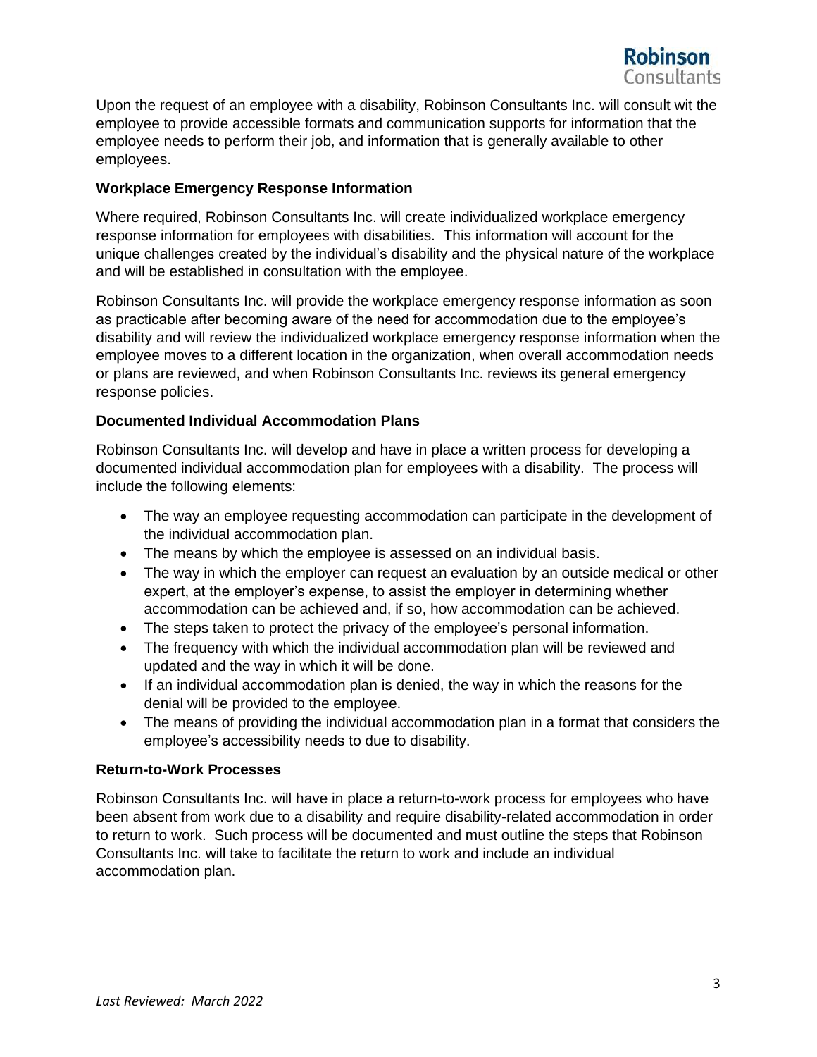Upon the request of an employee with a disability, Robinson Consultants Inc. will consult wit the employee to provide accessible formats and communication supports for information that the employee needs to perform their job, and information that is generally available to other employees.

**Workplace Emergency Response Information**

Where required, Robinson Consultants Inc. will create individualized workplace emergency response information for employees with disabilities. This information will account for the unique challenges created by the individual's disability and the physical nature of the workplace and will be established in consultation with the employee.

Robinson Consultants Inc. will provide the workplace emergency response information as soon as practicable after becoming aware of the need for accommodation due to the employee's disability and will review the individualized workplace emergency response information when the employee moves to a different location in the organization, when overall accommodation needs or plans are reviewed, and when Robinson Consultants Inc. reviews its general emergency response policies.

**Documented Individual Accommodation Plans**

Robinson Consultants Inc. will develop and have in place a written process for developing a documented individual accommodation plan for employees with a disability. The process will include the following elements:

- The way an employee requesting accommodation can participate in the development of the individual accommodation plan.
- The means by which the employee is assessed on an individual basis.
- The way in which the employer can request an evaluation by an outside medical or other expert, at the employer's expense, to assist the employer in determining whether accommodation can be achieved and, if so, how accommodation can be achieved.
- The steps taken to protect the privacy of the employee's personal information.
- The frequency with which the individual accommodation plan will be reviewed and updated and the way in which it will be done.
- If an individual accommodation plan is denied, the way in which the reasons for the denial will be provided to the employee.
- The means of providing the individual accommodation plan in a format that considers the employee's accessibility needs to due to disability.

**Return-to-Work Processes**

Robinson Consultants Inc. will have in place a return-to-work process for employees who have been absent from work due to a disability and require disability-related accommodation in order to return to work. Such process will be documented and must outline the steps that Robinson Consultants Inc. will take to facilitate the return to work and include an individual accommodation plan.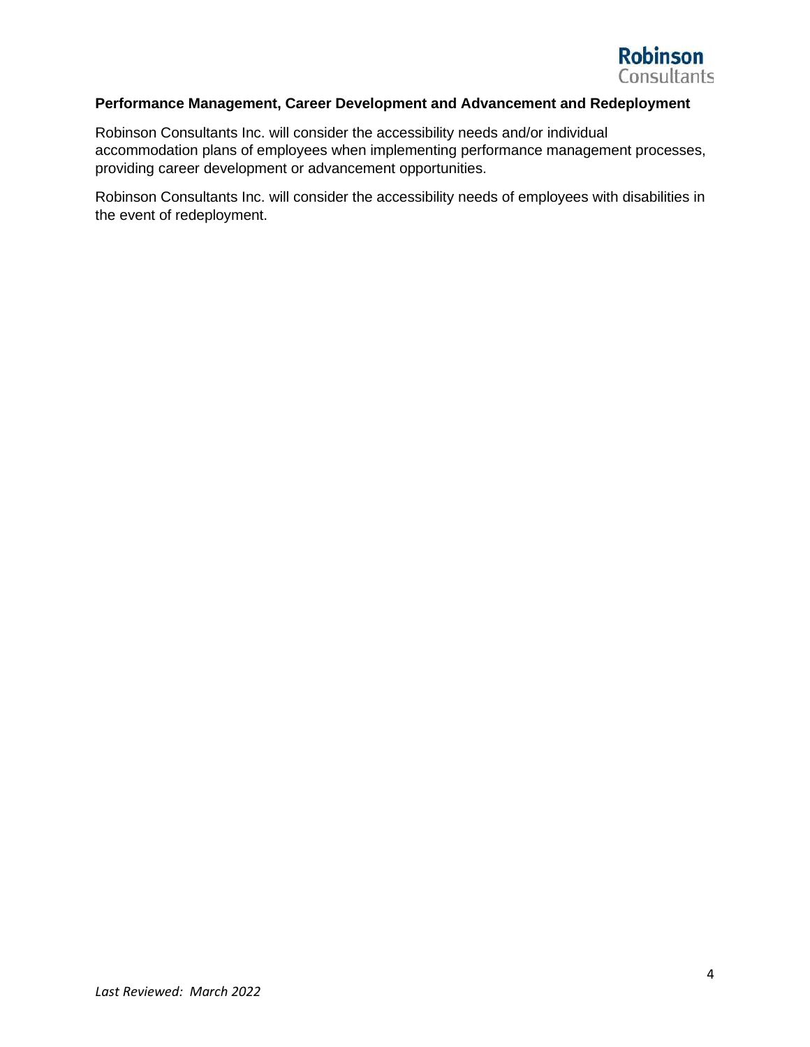### Performance Management, Career Development and Advancement and Redeployment

Robinson Consultants Inc. will consider the accessibility needs and/or individual accommodation plans of employees when implementing performance management processes, providing career development or advancement opportunities.

Robinson Consultants Inc. will consider the accessibility needs of employees with disabilities in the event of redeployment.